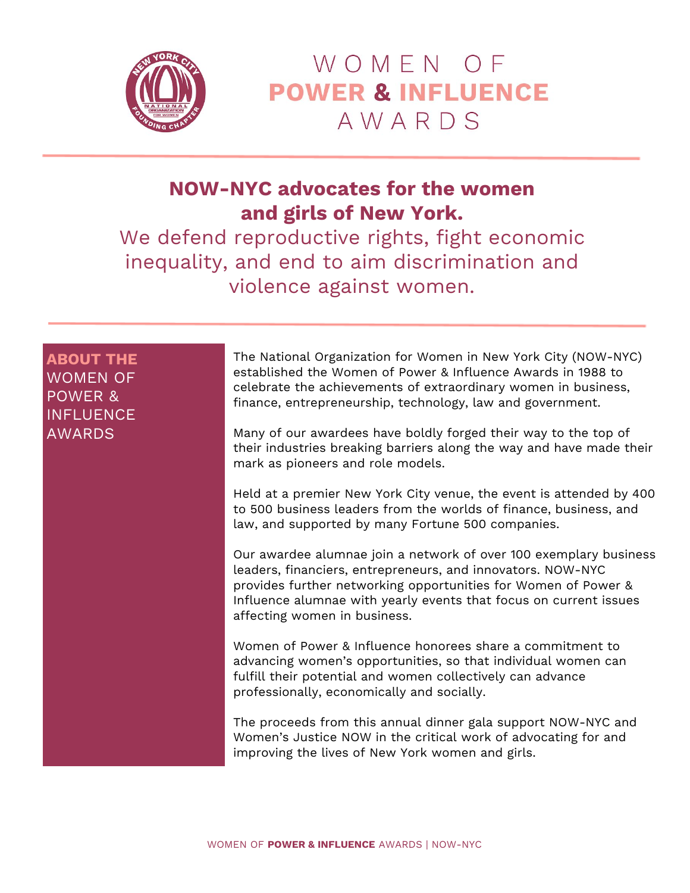# WOMEN OF **POWER & INFLUENCE** AWARDS

## NOW-NYC advocates for the women and girls of New York.

We defend reproductive rights, fight economic inequality, and end to aim discrimination and violence against women.

### **ABOUT THE** WOMEN OF POWER & INFLUENCE AWARDS

The National Organization for Women in New York City (NOW-NYC) established the Women of Power & Influence Awards in 1988 to celebrate the achievements of extraordinary women in business, finance, entrepreneurship, technology, law and government.

Many of our awardees have boldly forged their way to the top of their industries breaking barriers along the way and have made their mark as pioneers and role models.

Held at a premier New York City venue, the event is attended by 400 to 500 business leaders from the worlds of finance, business, and law, and supported by many Fortune 500 companies.

Our awardee alumnae join a network of over 100 exemplary business leaders, financiers, entrepreneurs, and innovators. NOW-NYC provides further networking opportunities for Women of Power & Influence alumnae with yearly events that focus on current issues affecting women in business.

Women of Power & Influence honorees share a commitment to advancing women's opportunities, so that individual women can fulfill their potential and women collectively can advance professionally, economically and socially.

The proceeds from this annual dinner gala support NOW-NYC and Women's Justice NOW in the critical work of advocating for and improving the lives of New York women and girls.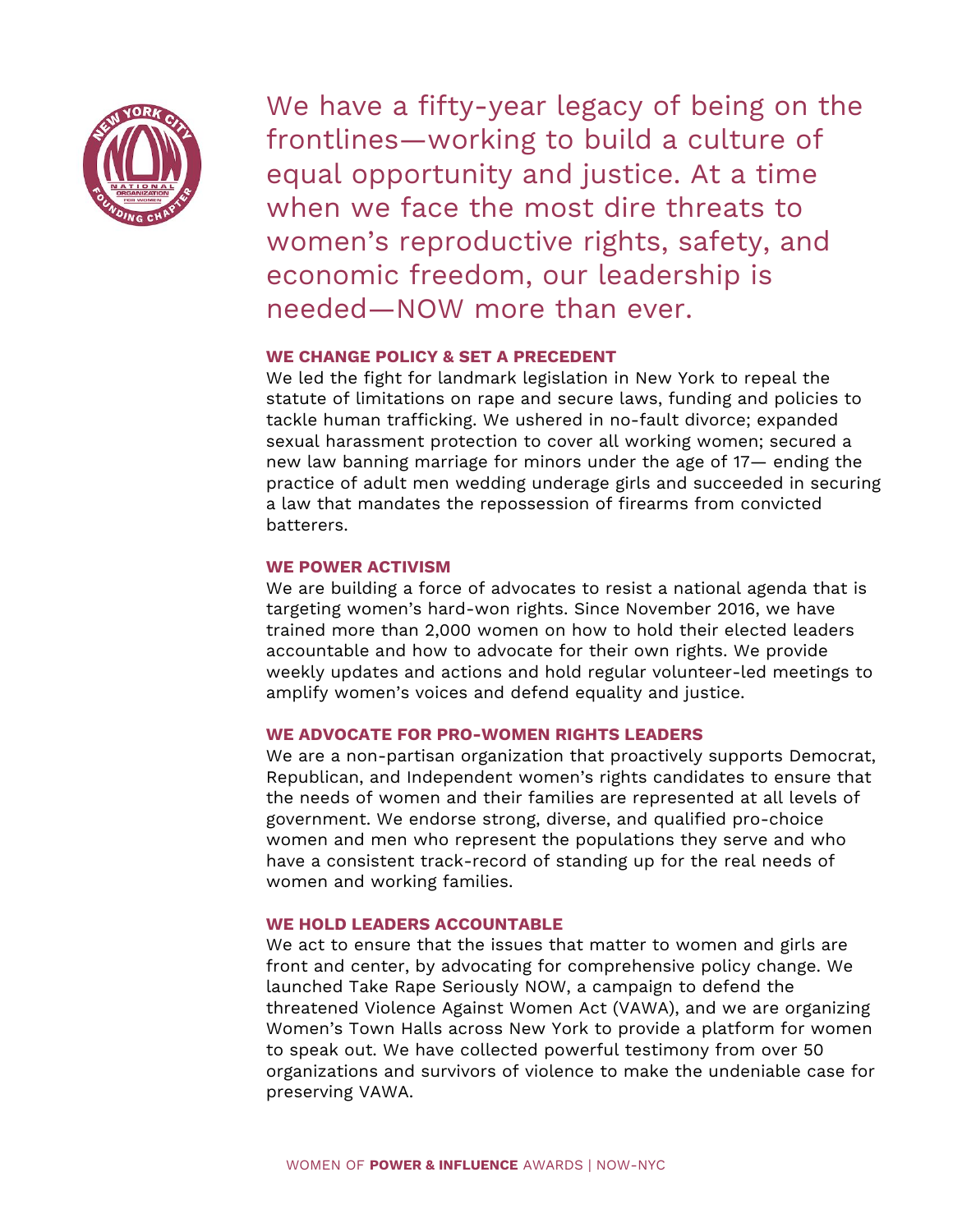We have a fifty-year legacy of being on the frontlines—working to build a culture of equal opportunity and justice. At a time when we face the most dire threats to women's reproductive rights, safety, and economic freedom, our leadership is needed—NOW more than ever.

### WE CHANGE POLICY & SET A PRECEDENT

We led the fight for landmark legislation in New York to repeal the statute of limitations on rape and secure laws, funding and policies to tackle human trafficking. We ushered in no-fault divorce; expanded sexual harassment protection to cover all working women; secured a new law banning marriage for minors under the age of 17— ending the practice of adult men wedding underage girls and succeeded in securing a law that mandates the repossession of firearms from convicted batterers.

### WE POWER ACTIVISM

We are building a force of advocates to resist a national agenda that is targeting women's hard-won rights. Since November 2016, we have trained more than 2,000 women on how to hold their elected leaders accountable and how to advocate for their own rights. We provide weekly updates and actions and hold regular volunteer-led meetings to amplify women's voices and defend equality and justice.

### WE ADVOCATE FOR PRO-WOMEN RIGHTS LEADERS

We are a non-partisan organization that proactively supports Democrat, Republican, and Independent women's rights candidates to ensure that the needs of women and their families are represented at all levels of government. We endorse strong, diverse, and qualified pro-choice women and men who represent the populations they serve and who have a consistent track-record of standing up for the real needs of women and working families.

### WE HOLD LEADERS ACCOUNTABLE

We act to ensure that the issues that matter to women and girls are front and center, by advocating for comprehensive policy change. We launched Take Rape Seriously NOW, a campaign to defend the threatened Violence Against Women Act (VAWA), and we are organizing Women's Town Halls across New York to provide a platform for women to speak out. We have collected powerful testimony from over 50 organizations and survivors of violence to make the undeniable case for preserving VAWA.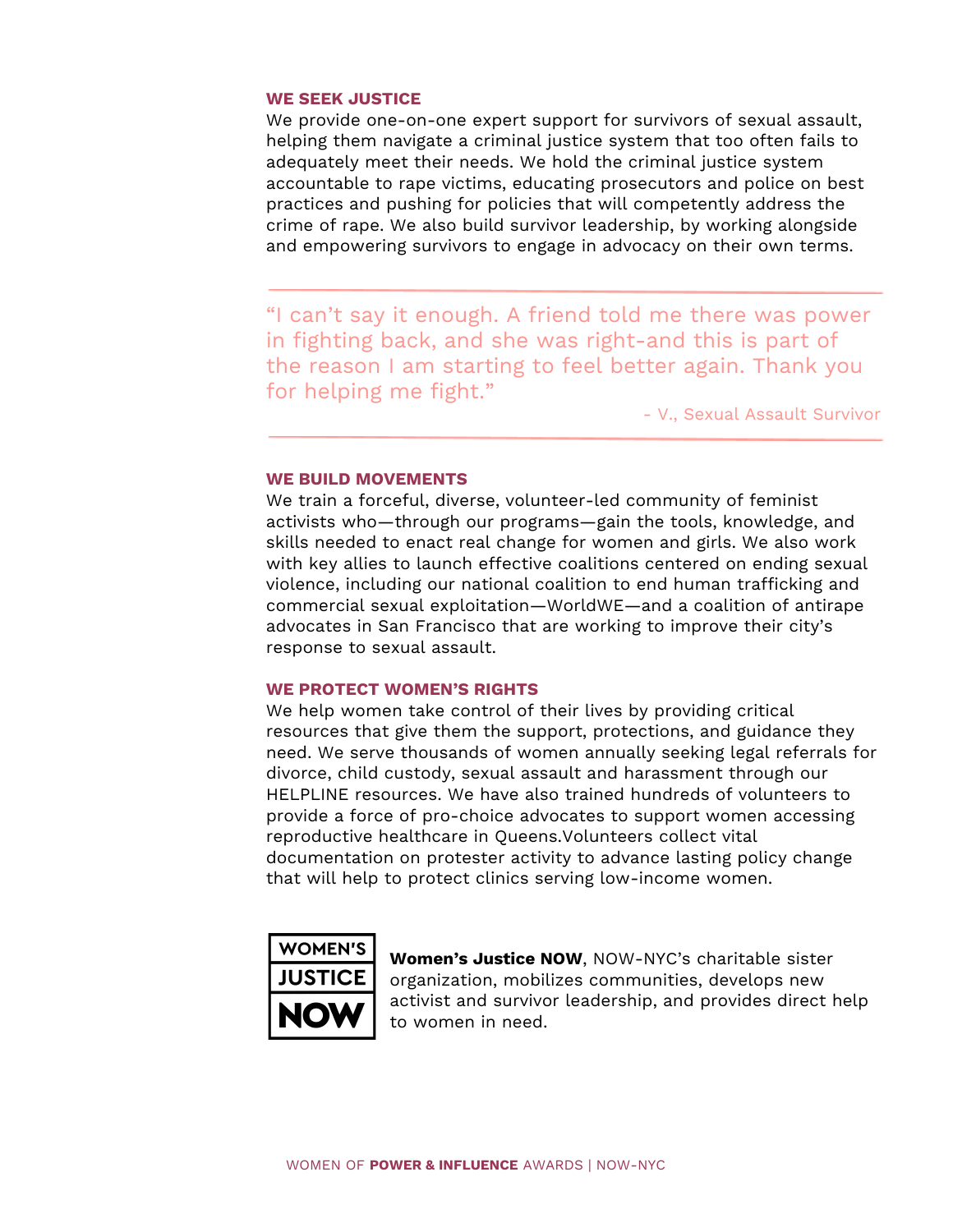### WE SEEK JUSTICE

We provide one-on-one expert support for survivors of sexual assault, helping them navigate a criminal justice system that too often fails to adequately meet their needs. We hold the criminal justice system accountable to rape victims, educating prosecutors and police on best practices and pushing for policies that will competently address the crime of rape. We also build survivor leadership, by working alongside and empowering survivors to engage in advocacy on their own terms.

---

> "I can't say it enough. A friend told me there was power in fighting back, and she was right-and this is part of the reason I am starting to feel better again. Thank you for helping me fight."
>
> - V., Sexual Assault Survivor

---

### WE BUILD MOVEMENTS

We train a forceful, diverse, volunteer-led community of feminist activists who—through our programs—gain the tools, knowledge, and skills needed to enact real change for women and girls. We also work with key allies to launch effective coalitions centered on ending sexual violence, including our national coalition to end human trafficking and commercial sexual exploitation—WorldWE—and a coalition of antirape advocates in San Francisco that are working to improve their city's response to sexual assault.

### WE PROTECT WOMEN'S RIGHTS

We help women take control of their lives by providing critical resources that give them the support, protections, and guidance they need. We serve thousands of women annually seeking legal referrals for divorce, child custody, sexual assault and harassment through our HELPLINE resources. We have also trained hundreds of volunteers to provide a force of pro-choice advocates to support women accessing reproductive healthcare in Queens.Volunteers collect vital documentation on protester activity to advance lasting policy change that will help to protect clinics serving low-income women.

WOMEN'S JUSTICE NOW

**Women's Justice NOW**, NOW-NYC's charitable sister organization, mobilizes communities, develops new activist and survivor leadership, and provides direct help to women in need.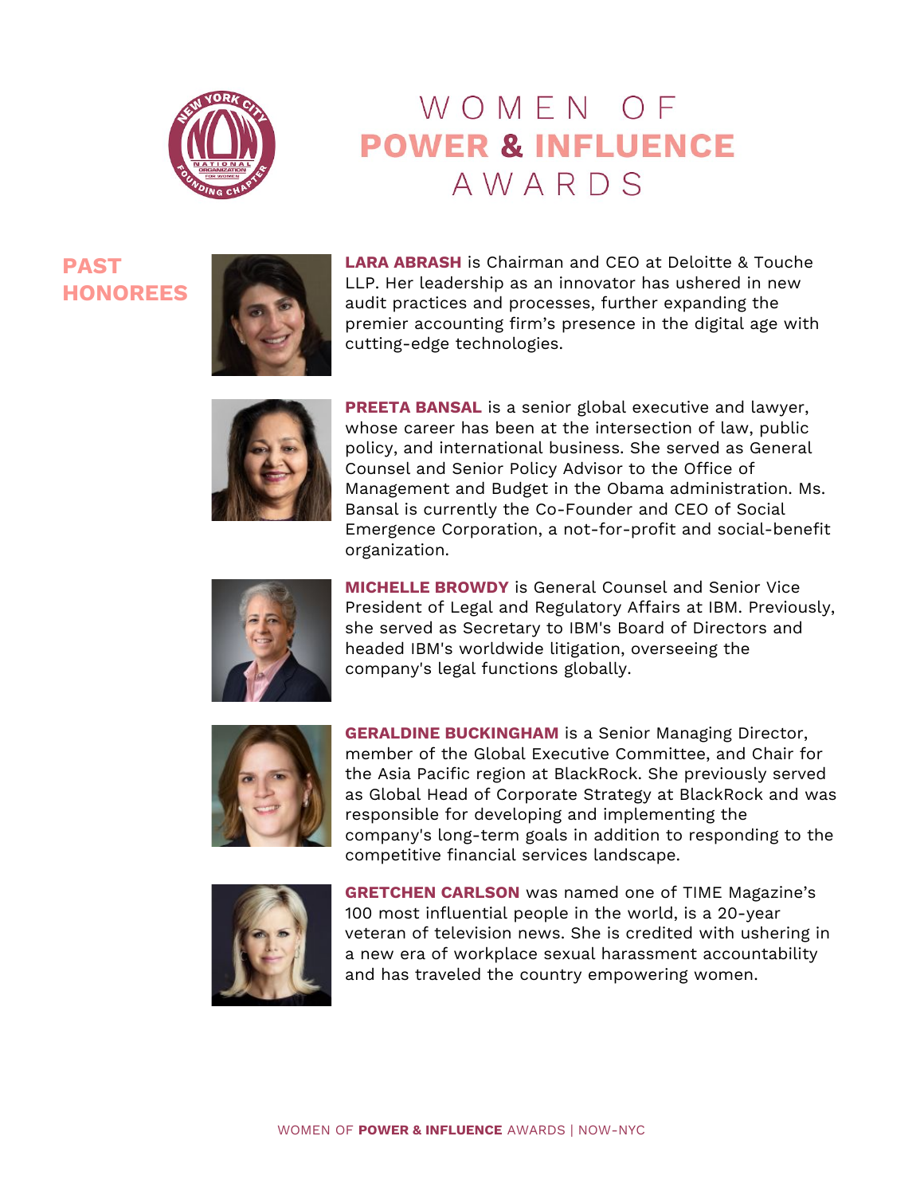# WOMEN OF POWER & INFLUENCE AWARDS

## PAST HONOREES

**LARA ABRASH** is Chairman and CEO at Deloitte & Touche LLP. Her leadership as an innovator has ushered in new audit practices and processes, further expanding the premier accounting firm's presence in the digital age with cutting-edge technologies.

**PREETA BANSAL** is a senior global executive and lawyer, whose career has been at the intersection of law, public policy, and international business. She served as General Counsel and Senior Policy Advisor to the Office of Management and Budget in the Obama administration. Ms. Bansal is currently the Co-Founder and CEO of Social Emergence Corporation, a not-for-profit and social-benefit organization.

**MICHELLE BROWDY** is General Counsel and Senior Vice President of Legal and Regulatory Affairs at IBM. Previously, she served as Secretary to IBM's Board of Directors and headed IBM's worldwide litigation, overseeing the company's legal functions globally.

**GERALDINE BUCKINGHAM** is a Senior Managing Director, member of the Global Executive Committee, and Chair for the Asia Pacific region at BlackRock. She previously served as Global Head of Corporate Strategy at BlackRock and was responsible for developing and implementing the company's long-term goals in addition to responding to the competitive financial services landscape.

**GRETCHEN CARLSON** was named one of TIME Magazine's 100 most influential people in the world, is a 20-year veteran of television news. She is credited with ushering in a new era of workplace sexual harassment accountability and has traveled the country empowering women.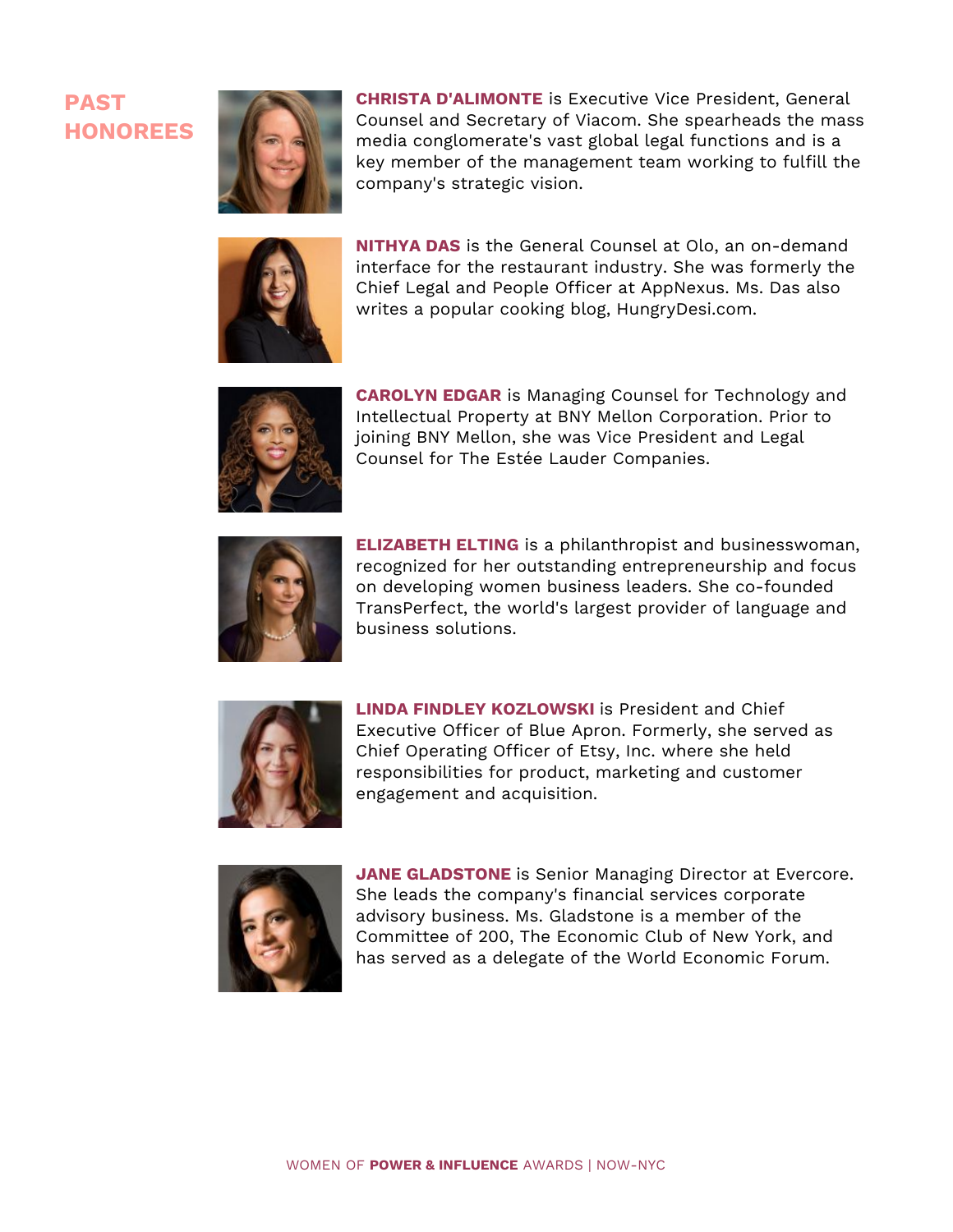## PAST HONOREES

**CHRISTA D'ALIMONTE** is Executive Vice President, General Counsel and Secretary of Viacom. She spearheads the mass media conglomerate's vast global legal functions and is a key member of the management team working to fulfill the company's strategic vision.

**NITHYA DAS** is the General Counsel at Olo, an on-demand interface for the restaurant industry. She was formerly the Chief Legal and People Officer at AppNexus. Ms. Das also writes a popular cooking blog, HungryDesi.com.

**CAROLYN EDGAR** is Managing Counsel for Technology and Intellectual Property at BNY Mellon Corporation. Prior to joining BNY Mellon, she was Vice President and Legal Counsel for The Estée Lauder Companies.

**ELIZABETH ELTING** is a philanthropist and businesswoman, recognized for her outstanding entrepreneurship and focus on developing women business leaders. She co-founded TransPerfect, the world's largest provider of language and business solutions.

**LINDA FINDLEY KOZLOWSKI** is President and Chief Executive Officer of Blue Apron. Formerly, she served as Chief Operating Officer of Etsy, Inc. where she held responsibilities for product, marketing and customer engagement and acquisition.

**JANE GLADSTONE** is Senior Managing Director at Evercore. She leads the company's financial services corporate advisory business. Ms. Gladstone is a member of the Committee of 200, The Economic Club of New York, and has served as a delegate of the World Economic Forum.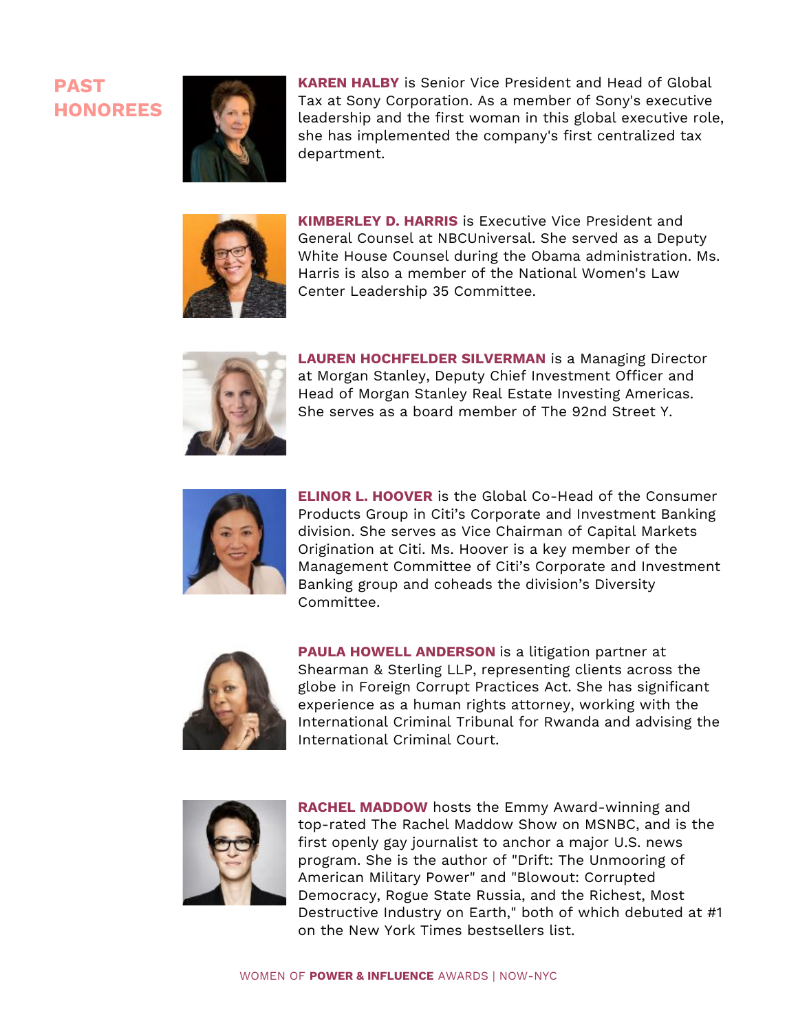## PAST HONOREES

**KAREN HALBY** is Senior Vice President and Head of Global Tax at Sony Corporation. As a member of Sony's executive leadership and the first woman in this global executive role, she has implemented the company's first centralized tax department.

**KIMBERLEY D. HARRIS** is Executive Vice President and General Counsel at NBCUniversal. She served as a Deputy White House Counsel during the Obama administration. Ms. Harris is also a member of the National Women's Law Center Leadership 35 Committee.

**LAUREN HOCHFELDER SILVERMAN** is a Managing Director at Morgan Stanley, Deputy Chief Investment Officer and Head of Morgan Stanley Real Estate Investing Americas. She serves as a board member of The 92nd Street Y.

**ELINOR L. HOOVER** is the Global Co-Head of the Consumer Products Group in Citi's Corporate and Investment Banking division. She serves as Vice Chairman of Capital Markets Origination at Citi. Ms. Hoover is a key member of the Management Committee of Citi's Corporate and Investment Banking group and coheads the division's Diversity Committee.

**PAULA HOWELL ANDERSON** is a litigation partner at Shearman & Sterling LLP, representing clients across the globe in Foreign Corrupt Practices Act. She has significant experience as a human rights attorney, working with the International Criminal Tribunal for Rwanda and advising the International Criminal Court.

**RACHEL MADDOW** hosts the Emmy Award-winning and top-rated The Rachel Maddow Show on MSNBC, and is the first openly gay journalist to anchor a major U.S. news program. She is the author of "Drift: The Unmooring of American Military Power" and "Blowout: Corrupted Democracy, Rogue State Russia, and the Richest, Most Destructive Industry on Earth," both of which debuted at #1 on the New York Times bestsellers list.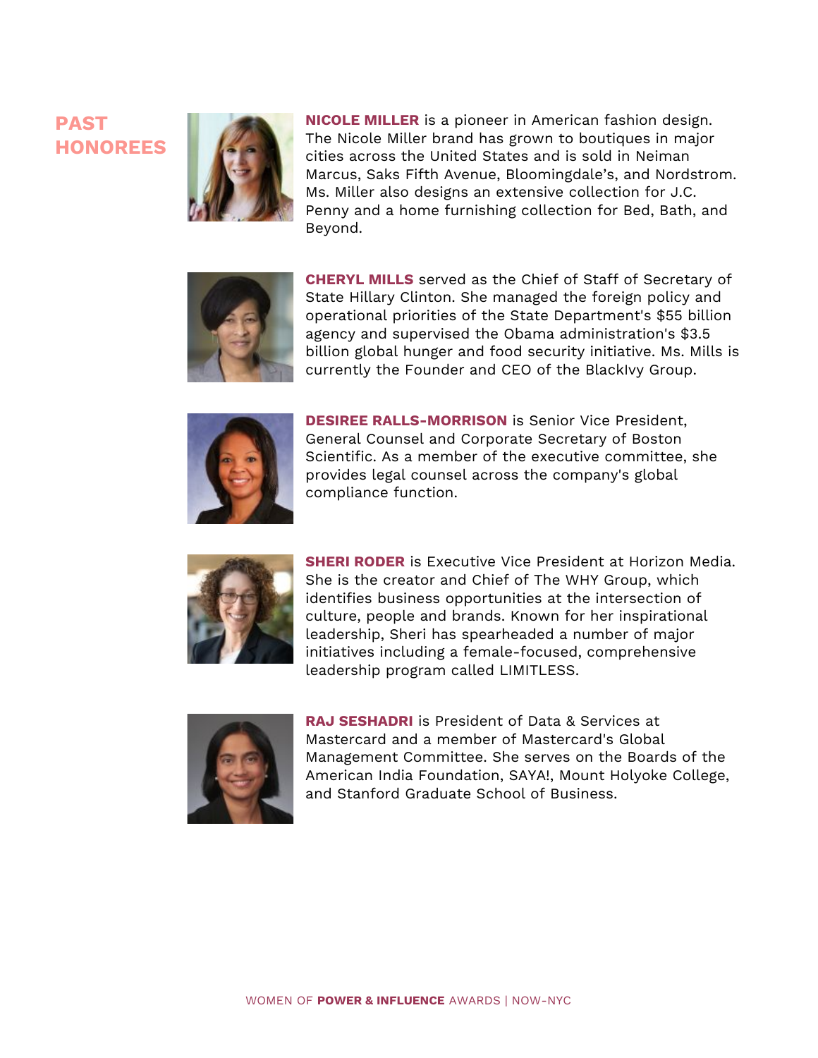## PAST HONOREES

**NICOLE MILLER** is a pioneer in American fashion design. The Nicole Miller brand has grown to boutiques in major cities across the United States and is sold in Neiman Marcus, Saks Fifth Avenue, Bloomingdale's, and Nordstrom. Ms. Miller also designs an extensive collection for J.C. Penny and a home furnishing collection for Bed, Bath, and Beyond.

**CHERYL MILLS** served as the Chief of Staff of Secretary of State Hillary Clinton. She managed the foreign policy and operational priorities of the State Department's $55 billion agency and supervised the Obama administration's $3.5 billion global hunger and food security initiative. Ms. Mills is currently the Founder and CEO of the BlackIvy Group.

**DESIREE RALLS-MORRISON** is Senior Vice President, General Counsel and Corporate Secretary of Boston Scientific. As a member of the executive committee, she provides legal counsel across the company's global compliance function.

**SHERI RODER** is Executive Vice President at Horizon Media. She is the creator and Chief of The WHY Group, which identifies business opportunities at the intersection of culture, people and brands. Known for her inspirational leadership, Sheri has spearheaded a number of major initiatives including a female-focused, comprehensive leadership program called LIMITLESS.

**RAJ SESHADRI** is President of Data & Services at Mastercard and a member of Mastercard's Global Management Committee. She serves on the Boards of the American India Foundation, SAYA!, Mount Holyoke College, and Stanford Graduate School of Business.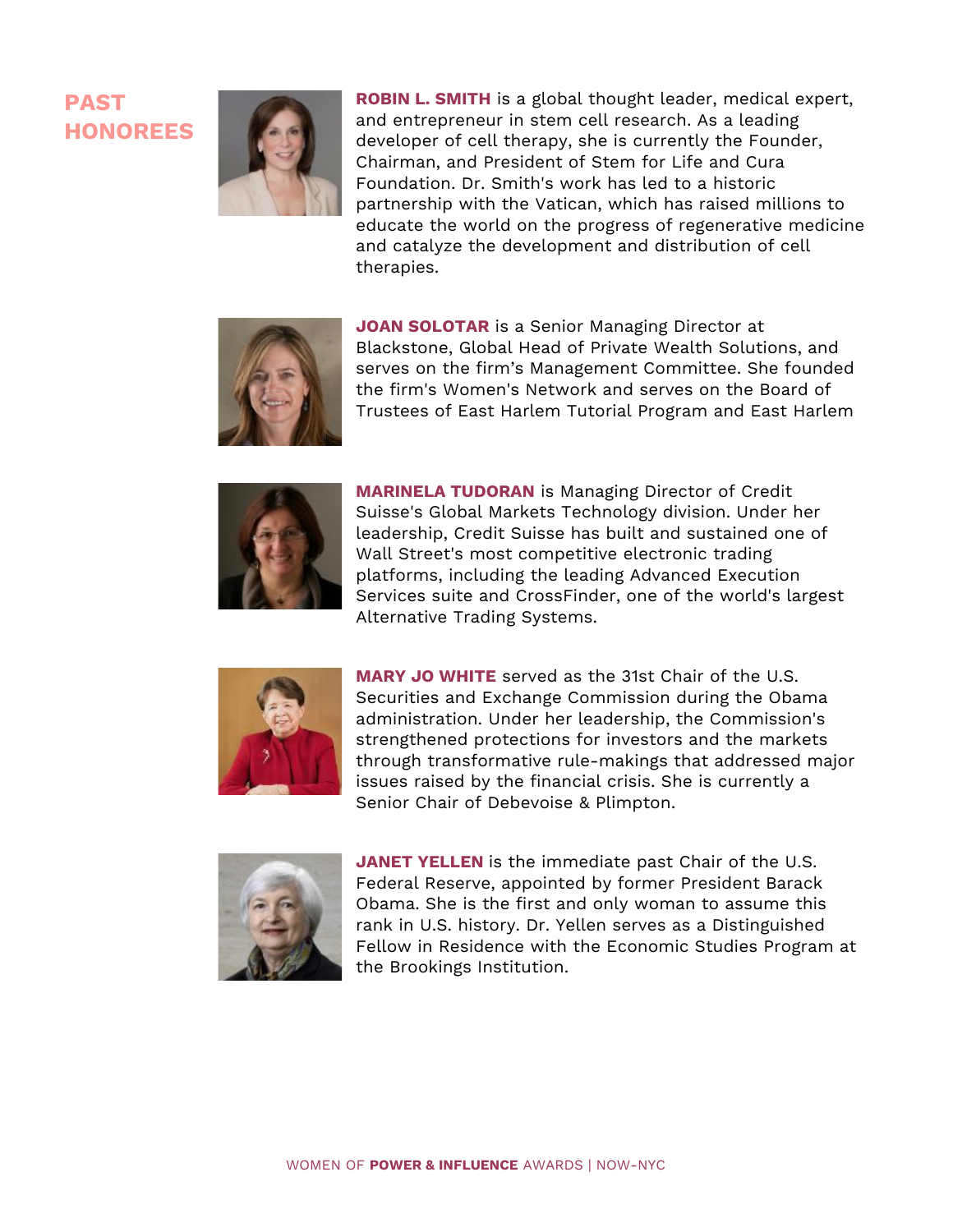## PAST HONOREES

**ROBIN L. SMITH** is a global thought leader, medical expert, and entrepreneur in stem cell research. As a leading developer of cell therapy, she is currently the Founder, Chairman, and President of Stem for Life and Cura Foundation. Dr. Smith's work has led to a historic partnership with the Vatican, which has raised millions to educate the world on the progress of regenerative medicine and catalyze the development and distribution of cell therapies.

**JOAN SOLOTAR** is a Senior Managing Director at Blackstone, Global Head of Private Wealth Solutions, and serves on the firm's Management Committee. She founded the firm's Women's Network and serves on the Board of Trustees of East Harlem Tutorial Program and East Harlem

**MARINELA TUDORAN** is Managing Director of Credit Suisse's Global Markets Technology division. Under her leadership, Credit Suisse has built and sustained one of Wall Street's most competitive electronic trading platforms, including the leading Advanced Execution Services suite and CrossFinder, one of the world's largest Alternative Trading Systems.

**MARY JO WHITE** served as the 31st Chair of the U.S. Securities and Exchange Commission during the Obama administration. Under her leadership, the Commission's strengthened protections for investors and the markets through transformative rule-makings that addressed major issues raised by the financial crisis. She is currently a Senior Chair of Debevoise & Plimpton.

**JANET YELLEN** is the immediate past Chair of the U.S. Federal Reserve, appointed by former President Barack Obama. She is the first and only woman to assume this rank in U.S. history. Dr. Yellen serves as a Distinguished Fellow in Residence with the Economic Studies Program at the Brookings Institution.